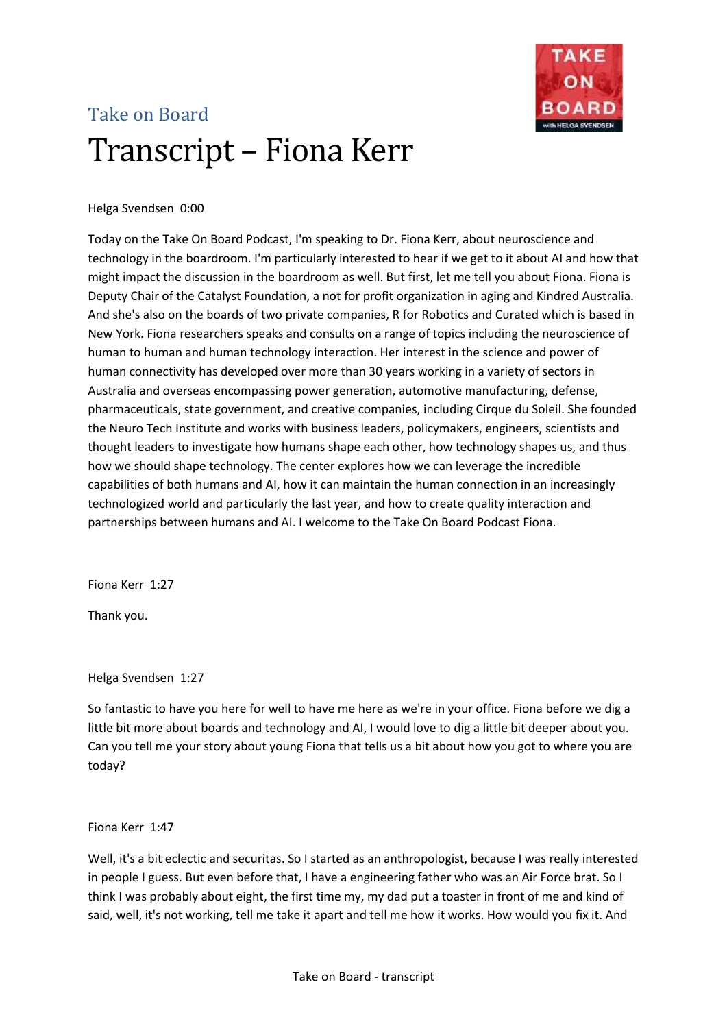Take on Board

# Transcript – Fiona Kerr

Helga Svendsen 0:00

Today on the Take On Board Podcast, I'm speaking to Dr. Fiona Kerr, about neuroscience and technology in the boardroom. I'm particularly interested to hear if we get to it about AI and how that might impact the discussion in the boardroom as well. But first, let me tell you about Fiona. Fiona is Deputy Chair of the Catalyst Foundation, a not for profit organization in aging and Kindred Australia. And she's also on the boards of two private companies, R for Robotics and Curated which is based in New York. Fiona researchers speaks and consults on a range of topics including the neuroscience of human to human and human technology interaction. Her interest in the science and power of human connectivity has developed over more than 30 years working in a variety of sectors in Australia and overseas encompassing power generation, automotive manufacturing, defense, pharmaceuticals, state government, and creative companies, including Cirque du Soleil. She founded the Neuro Tech Institute and works with business leaders, policymakers, engineers, scientists and thought leaders to investigate how humans shape each other, how technology shapes us, and thus how we should shape technology. The center explores how we can leverage the incredible capabilities of both humans and AI, how it can maintain the human connection in an increasingly technologized world and particularly the last year, and how to create quality interaction and partnerships between humans and AI. I welcome to the Take On Board Podcast Fiona.

Fiona Kerr 1:27

Thank you.

Helga Svendsen 1:27

So fantastic to have you here for well to have me here as we're in your office. Fiona before we dig a little bit more about boards and technology and AI, I would love to dig a little bit deeper about you. Can you tell me your story about young Fiona that tells us a bit about how you got to where you are today?

Fiona Kerr 1:47

Well, it's a bit eclectic and securitas. So I started as an anthropologist, because I was really interested in people I guess. But even before that, I have a engineering father who was an Air Force brat. So I think I was probably about eight, the first time my, my dad put a toaster in front of me and kind of said, well, it's not working, tell me take it apart and tell me how it works. How would you fix it. And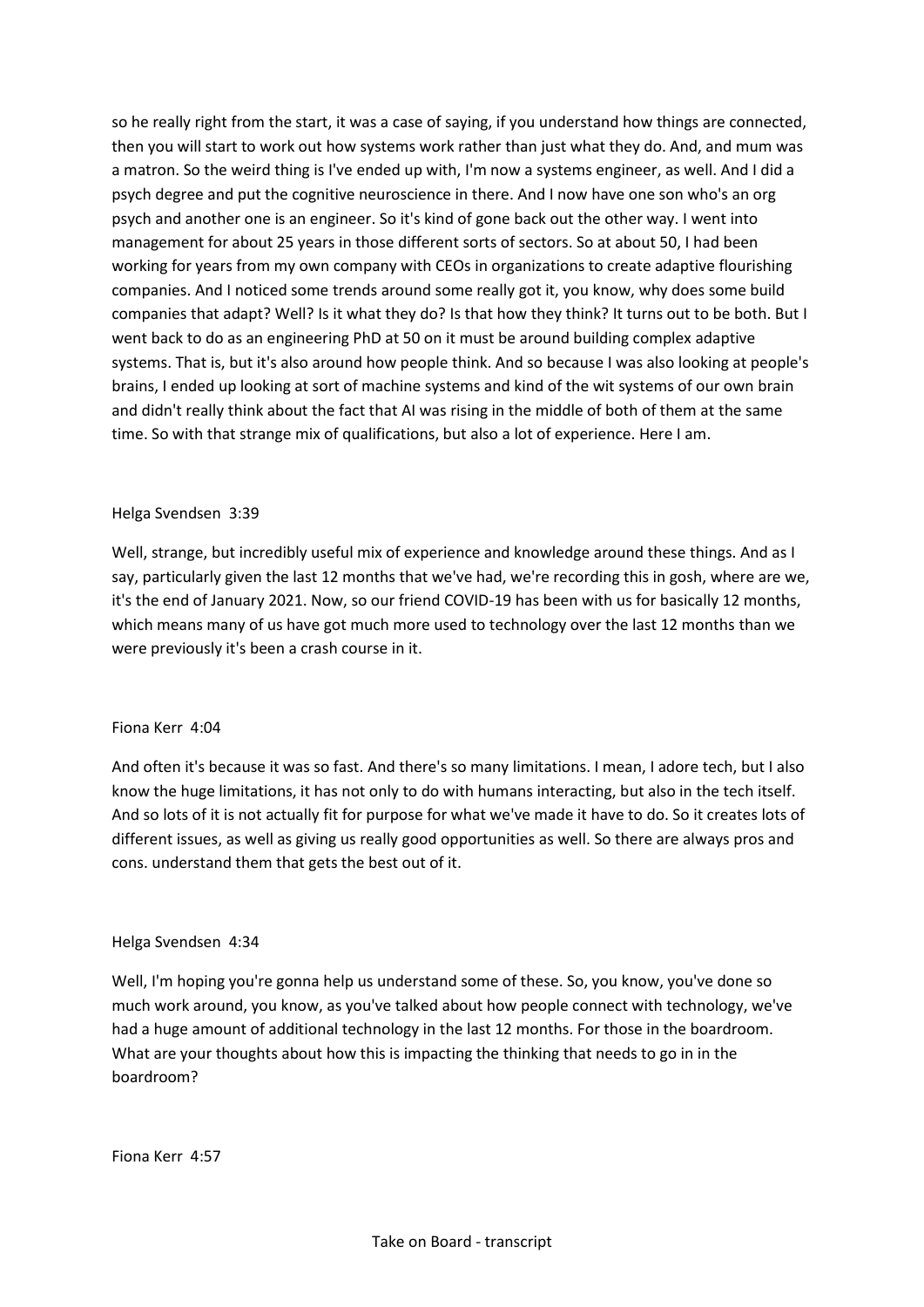so he really right from the start, it was a case of saying, if you understand how things are connected, then you will start to work out how systems work rather than just what they do. And, and mum was a matron. So the weird thing is I've ended up with, I'm now a systems engineer, as well. And I did a psych degree and put the cognitive neuroscience in there. And I now have one son who's an org psych and another one is an engineer. So it's kind of gone back out the other way. I went into management for about 25 years in those different sorts of sectors. So at about 50, I had been working for years from my own company with CEOs in organizations to create adaptive flourishing companies. And I noticed some trends around some really got it, you know, why does some build companies that adapt? Well? Is it what they do? Is that how they think? It turns out to be both. But I went back to do as an engineering PhD at 50 on it must be around building complex adaptive systems. That is, but it's also around how people think. And so because I was also looking at people's brains, I ended up looking at sort of machine systems and kind of the wit systems of our own brain and didn't really think about the fact that AI was rising in the middle of both of them at the same time. So with that strange mix of qualifications, but also a lot of experience. Here I am.

Helga Svendsen 3:39

Well, strange, but incredibly useful mix of experience and knowledge around these things. And as I say, particularly given the last 12 months that we've had, we're recording this in gosh, where are we, it's the end of January 2021. Now, so our friend COVID-19 has been with us for basically 12 months, which means many of us have got much more used to technology over the last 12 months than we were previously it's been a crash course in it.

Fiona Kerr 4:04

And often it's because it was so fast. And there's so many limitations. I mean, I adore tech, but I also know the huge limitations, it has not only to do with humans interacting, but also in the tech itself. And so lots of it is not actually fit for purpose for what we've made it have to do. So it creates lots of different issues, as well as giving us really good opportunities as well. So there are always pros and cons. understand them that gets the best out of it.

Helga Svendsen 4:34

Well, I'm hoping you're gonna help us understand some of these. So, you know, you've done so much work around, you know, as you've talked about how people connect with technology, we've had a huge amount of additional technology in the last 12 months. For those in the boardroom. What are your thoughts about how this is impacting the thinking that needs to go in in the boardroom?

Fiona Kerr 4:57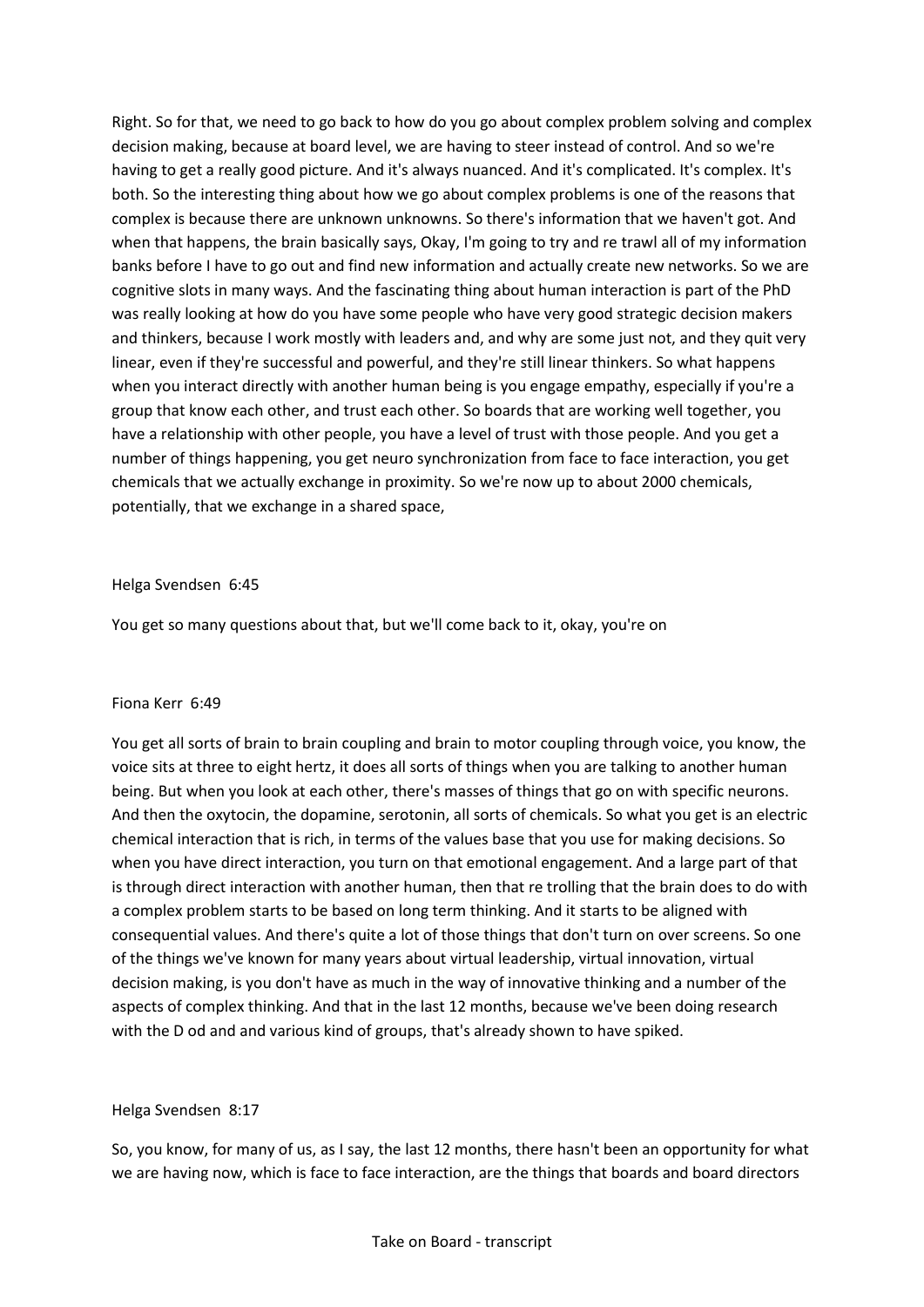Right. So for that, we need to go back to how do you go about complex problem solving and complex decision making, because at board level, we are having to steer instead of control. And so we're having to get a really good picture. And it's always nuanced. And it's complicated. It's complex. It's both. So the interesting thing about how we go about complex problems is one of the reasons that complex is because there are unknown unknowns. So there's information that we haven't got. And when that happens, the brain basically says, Okay, I'm going to try and re trawl all of my information banks before I have to go out and find new information and actually create new networks. So we are cognitive slots in many ways. And the fascinating thing about human interaction is part of the PhD was really looking at how do you have some people who have very good strategic decision makers and thinkers, because I work mostly with leaders and, and why are some just not, and they quit very linear, even if they're successful and powerful, and they're still linear thinkers. So what happens when you interact directly with another human being is you engage empathy, especially if you're a group that know each other, and trust each other. So boards that are working well together, you have a relationship with other people, you have a level of trust with those people. And you get a number of things happening, you get neuro synchronization from face to face interaction, you get chemicals that we actually exchange in proximity. So we're now up to about 2000 chemicals, potentially, that we exchange in a shared space,

Helga Svendsen 6:45

You get so many questions about that, but we'll come back to it, okay, you're on

Fiona Kerr 6:49

You get all sorts of brain to brain coupling and brain to motor coupling through voice, you know, the voice sits at three to eight hertz, it does all sorts of things when you are talking to another human being. But when you look at each other, there's masses of things that go on with specific neurons. And then the oxytocin, the dopamine, serotonin, all sorts of chemicals. So what you get is an electric chemical interaction that is rich, in terms of the values base that you use for making decisions. So when you have direct interaction, you turn on that emotional engagement. And a large part of that is through direct interaction with another human, then that re trolling that the brain does to do with a complex problem starts to be based on long term thinking. And it starts to be aligned with consequential values. And there's quite a lot of those things that don't turn on over screens. So one of the things we've known for many years about virtual leadership, virtual innovation, virtual decision making, is you don't have as much in the way of innovative thinking and a number of the aspects of complex thinking. And that in the last 12 months, because we've been doing research with the D od and and various kind of groups, that's already shown to have spiked.

Helga Svendsen 8:17

So, you know, for many of us, as I say, the last 12 months, there hasn't been an opportunity for what we are having now, which is face to face interaction, are the things that boards and board directors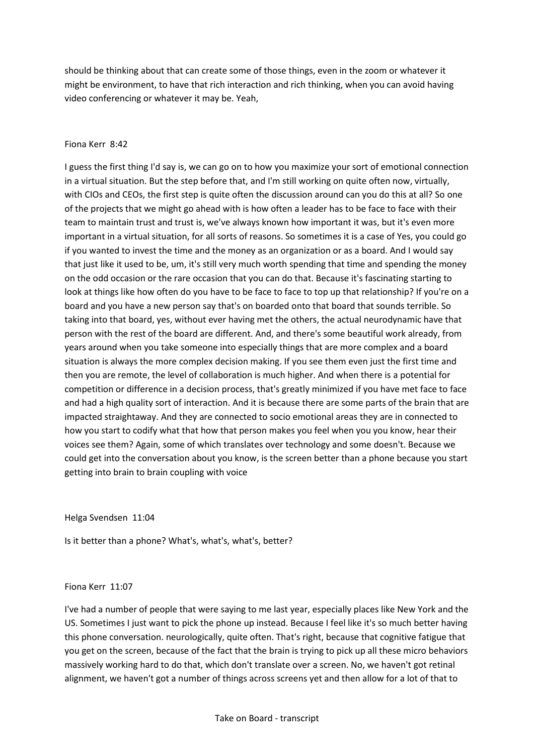should be thinking about that can create some of those things, even in the zoom or whatever it might be environment, to have that rich interaction and rich thinking, when you can avoid having video conferencing or whatever it may be. Yeah,

Fiona Kerr 8:42

I guess the first thing I'd say is, we can go on to how you maximize your sort of emotional connection in a virtual situation. But the step before that, and I'm still working on quite often now, virtually, with CIOs and CEOs, the first step is quite often the discussion around can you do this at all? So one of the projects that we might go ahead with is how often a leader has to be face to face with their team to maintain trust and trust is, we've always known how important it was, but it's even more important in a virtual situation, for all sorts of reasons. So sometimes it is a case of Yes, you could go if you wanted to invest the time and the money as an organization or as a board. And I would say that just like it used to be, um, it's still very much worth spending that time and spending the money on the odd occasion or the rare occasion that you can do that. Because it's fascinating starting to look at things like how often do you have to be face to face to top up that relationship? If you're on a board and you have a new person say that's on boarded onto that board that sounds terrible. So taking into that board, yes, without ever having met the others, the actual neurodynamic have that person with the rest of the board are different. And, and there's some beautiful work already, from years around when you take someone into especially things that are more complex and a board situation is always the more complex decision making. If you see them even just the first time and then you are remote, the level of collaboration is much higher. And when there is a potential for competition or difference in a decision process, that's greatly minimized if you have met face to face and had a high quality sort of interaction. And it is because there are some parts of the brain that are impacted straightaway. And they are connected to socio emotional areas they are in connected to how you start to codify what that how that person makes you feel when you you know, hear their voices see them? Again, some of which translates over technology and some doesn't. Because we could get into the conversation about you know, is the screen better than a phone because you start getting into brain to brain coupling with voice

Helga Svendsen 11:04

Is it better than a phone? What's, what's, what's, better?

Fiona Kerr 11:07

I've had a number of people that were saying to me last year, especially places like New York and the US. Sometimes I just want to pick the phone up instead. Because I feel like it's so much better having this phone conversation. neurologically, quite often. That's right, because that cognitive fatigue that you get on the screen, because of the fact that the brain is trying to pick up all these micro behaviors massively working hard to do that, which don't translate over a screen. No, we haven't got retinal alignment, we haven't got a number of things across screens yet and then allow for a lot of that to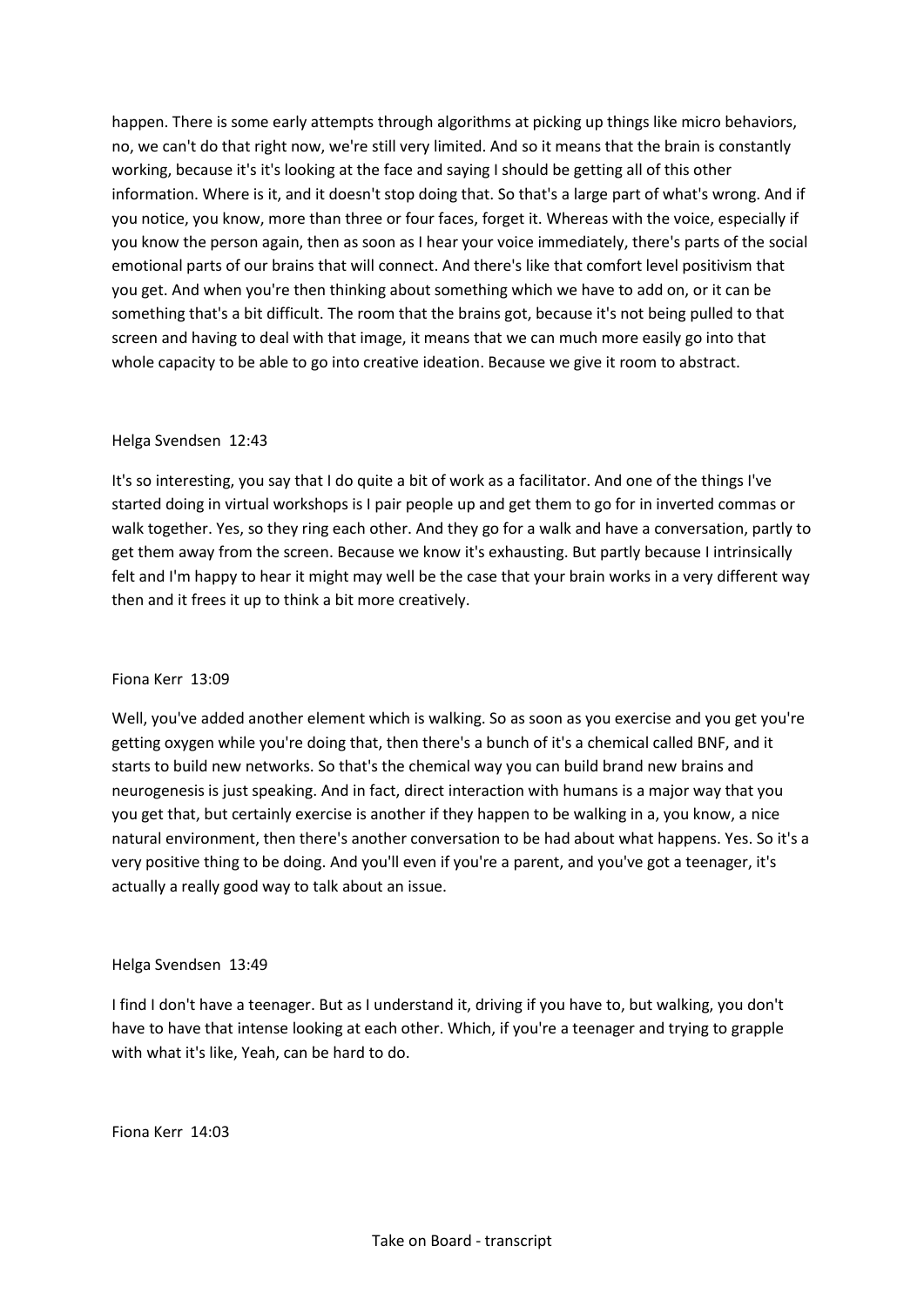happen. There is some early attempts through algorithms at picking up things like micro behaviors, no, we can't do that right now, we're still very limited. And so it means that the brain is constantly working, because it's it's looking at the face and saying I should be getting all of this other information. Where is it, and it doesn't stop doing that. So that's a large part of what's wrong. And if you notice, you know, more than three or four faces, forget it. Whereas with the voice, especially if you know the person again, then as soon as I hear your voice immediately, there's parts of the social emotional parts of our brains that will connect. And there's like that comfort level positivism that you get. And when you're then thinking about something which we have to add on, or it can be something that's a bit difficult. The room that the brains got, because it's not being pulled to that screen and having to deal with that image, it means that we can much more easily go into that whole capacity to be able to go into creative ideation. Because we give it room to abstract.

Helga Svendsen 12:43

It's so interesting, you say that I do quite a bit of work as a facilitator. And one of the things I've started doing in virtual workshops is I pair people up and get them to go for in inverted commas or walk together. Yes, so they ring each other. And they go for a walk and have a conversation, partly to get them away from the screen. Because we know it's exhausting. But partly because I intrinsically felt and I'm happy to hear it might may well be the case that your brain works in a very different way then and it frees it up to think a bit more creatively.

Fiona Kerr 13:09

Well, you've added another element which is walking. So as soon as you exercise and you get you're getting oxygen while you're doing that, then there's a bunch of it's a chemical called BNF, and it starts to build new networks. So that's the chemical way you can build brand new brains and neurogenesis is just speaking. And in fact, direct interaction with humans is a major way that you you get that, but certainly exercise is another if they happen to be walking in a, you know, a nice natural environment, then there's another conversation to be had about what happens. Yes. So it's a very positive thing to be doing. And you'll even if you're a parent, and you've got a teenager, it's actually a really good way to talk about an issue.

Helga Svendsen 13:49

I find I don't have a teenager. But as I understand it, driving if you have to, but walking, you don't have to have that intense looking at each other. Which, if you're a teenager and trying to grapple with what it's like, Yeah, can be hard to do.

Fiona Kerr 14:03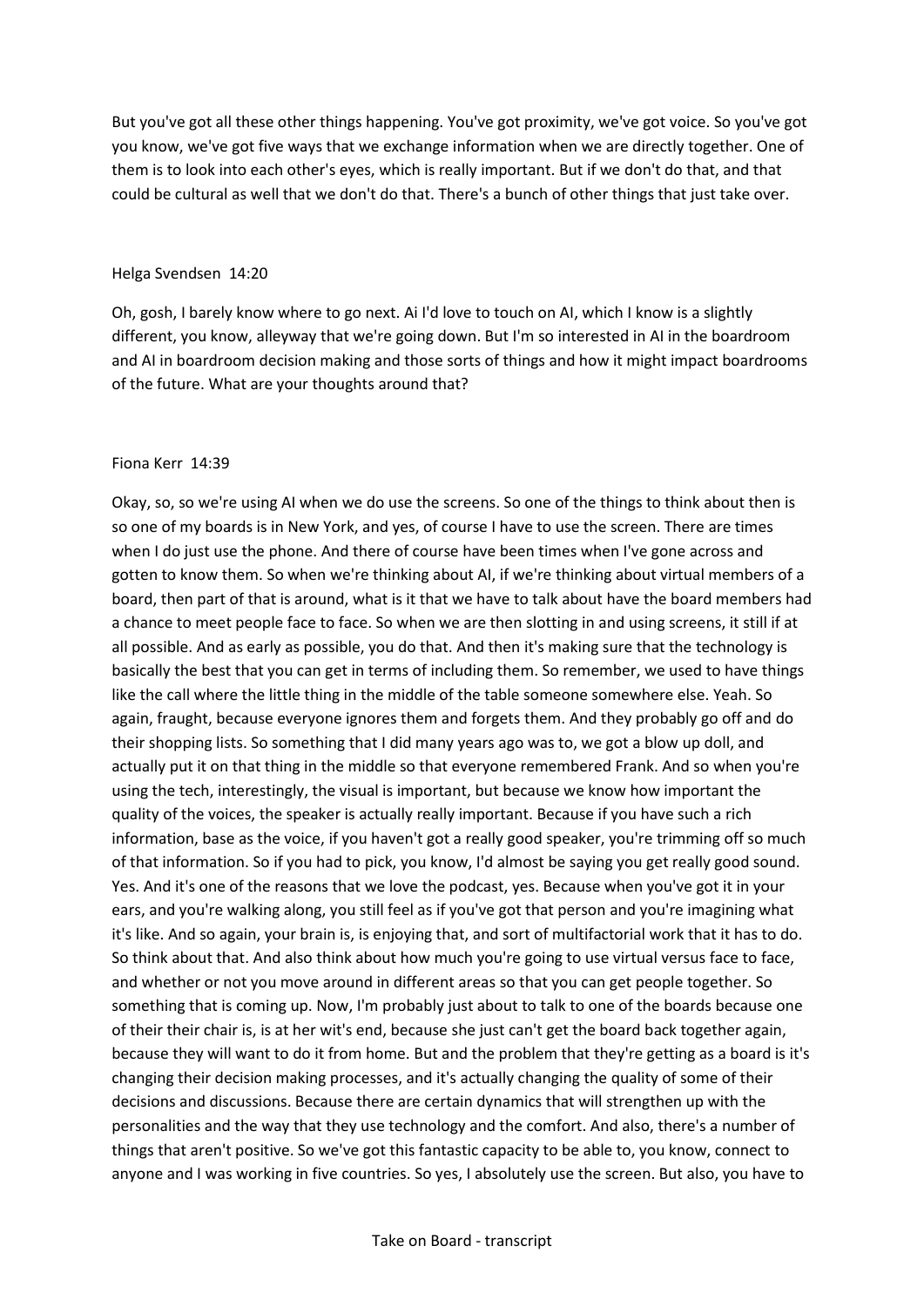But you've got all these other things happening. You've got proximity, we've got voice. So you've got you know, we've got five ways that we exchange information when we are directly together. One of them is to look into each other's eyes, which is really important. But if we don't do that, and that could be cultural as well that we don't do that. There's a bunch of other things that just take over.

Helga Svendsen 14:20

Oh, gosh, I barely know where to go next. Ai I'd love to touch on AI, which I know is a slightly different, you know, alleyway that we're going down. But I'm so interested in AI in the boardroom and AI in boardroom decision making and those sorts of things and how it might impact boardrooms of the future. What are your thoughts around that?

Fiona Kerr 14:39

Okay, so, so we're using AI when we do use the screens. So one of the things to think about then is so one of my boards is in New York, and yes, of course I have to use the screen. There are times when I do just use the phone. And there of course have been times when I've gone across and gotten to know them. So when we're thinking about AI, if we're thinking about virtual members of a board, then part of that is around, what is it that we have to talk about have the board members had a chance to meet people face to face. So when we are then slotting in and using screens, it still if at all possible. And as early as possible, you do that. And then it's making sure that the technology is basically the best that you can get in terms of including them. So remember, we used to have things like the call where the little thing in the middle of the table someone somewhere else. Yeah. So again, fraught, because everyone ignores them and forgets them. And they probably go off and do their shopping lists. So something that I did many years ago was to, we got a blow up doll, and actually put it on that thing in the middle so that everyone remembered Frank. And so when you're using the tech, interestingly, the visual is important, but because we know how important the quality of the voices, the speaker is actually really important. Because if you have such a rich information, base as the voice, if you haven't got a really good speaker, you're trimming off so much of that information. So if you had to pick, you know, I'd almost be saying you get really good sound. Yes. And it's one of the reasons that we love the podcast, yes. Because when you've got it in your ears, and you're walking along, you still feel as if you've got that person and you're imagining what it's like. And so again, your brain is, is enjoying that, and sort of multifactorial work that it has to do. So think about that. And also think about how much you're going to use virtual versus face to face, and whether or not you move around in different areas so that you can get people together. So something that is coming up. Now, I'm probably just about to talk to one of the boards because one of their their chair is, is at her wit's end, because she just can't get the board back together again, because they will want to do it from home. But and the problem that they're getting as a board is it's changing their decision making processes, and it's actually changing the quality of some of their decisions and discussions. Because there are certain dynamics that will strengthen up with the personalities and the way that they use technology and the comfort. And also, there's a number of things that aren't positive. So we've got this fantastic capacity to be able to, you know, connect to anyone and I was working in five countries. So yes, I absolutely use the screen. But also, you have to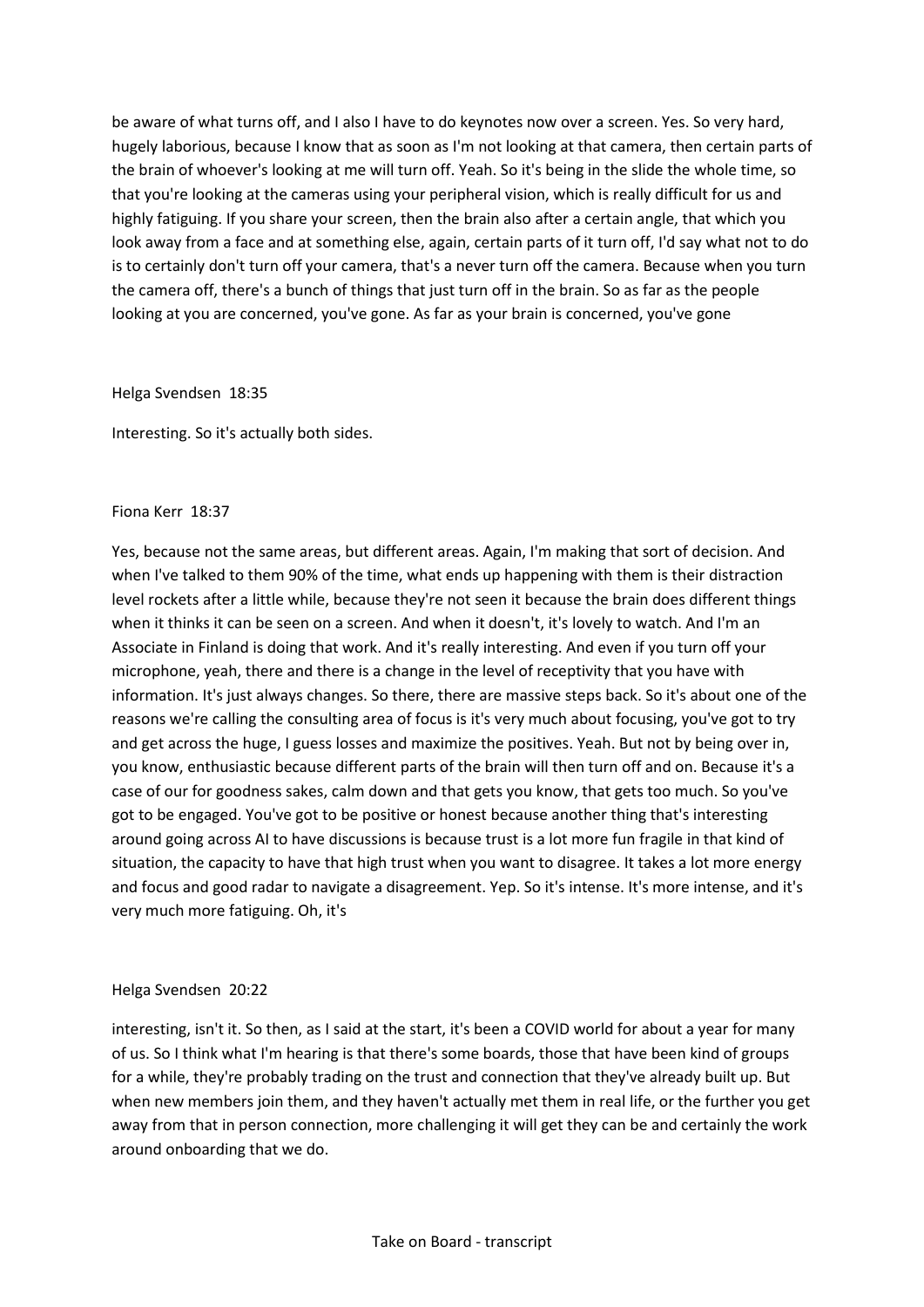be aware of what turns off, and I also I have to do keynotes now over a screen. Yes. So very hard, hugely laborious, because I know that as soon as I'm not looking at that camera, then certain parts of the brain of whoever's looking at me will turn off. Yeah. So it's being in the slide the whole time, so that you're looking at the cameras using your peripheral vision, which is really difficult for us and highly fatiguing. If you share your screen, then the brain also after a certain angle, that which you look away from a face and at something else, again, certain parts of it turn off, I'd say what not to do is to certainly don't turn off your camera, that's a never turn off the camera. Because when you turn the camera off, there's a bunch of things that just turn off in the brain. So as far as the people looking at you are concerned, you've gone. As far as your brain is concerned, you've gone

Helga Svendsen 18:35

Interesting. So it's actually both sides.

Fiona Kerr 18:37

Yes, because not the same areas, but different areas. Again, I'm making that sort of decision. And when I've talked to them 90% of the time, what ends up happening with them is their distraction level rockets after a little while, because they're not seen it because the brain does different things when it thinks it can be seen on a screen. And when it doesn't, it's lovely to watch. And I'm an Associate in Finland is doing that work. And it's really interesting. And even if you turn off your microphone, yeah, there and there is a change in the level of receptivity that you have with information. It's just always changes. So there, there are massive steps back. So it's about one of the reasons we're calling the consulting area of focus is it's very much about focusing, you've got to try and get across the huge, I guess losses and maximize the positives. Yeah. But not by being over in, you know, enthusiastic because different parts of the brain will then turn off and on. Because it's a case of our for goodness sakes, calm down and that gets you know, that gets too much. So you've got to be engaged. You've got to be positive or honest because another thing that's interesting around going across AI to have discussions is because trust is a lot more fun fragile in that kind of situation, the capacity to have that high trust when you want to disagree. It takes a lot more energy and focus and good radar to navigate a disagreement. Yep. So it's intense. It's more intense, and it's very much more fatiguing. Oh, it's

Helga Svendsen 20:22

interesting, isn't it. So then, as I said at the start, it's been a COVID world for about a year for many of us. So I think what I'm hearing is that there's some boards, those that have been kind of groups for a while, they're probably trading on the trust and connection that they've already built up. But when new members join them, and they haven't actually met them in real life, or the further you get away from that in person connection, more challenging it will get they can be and certainly the work around onboarding that we do.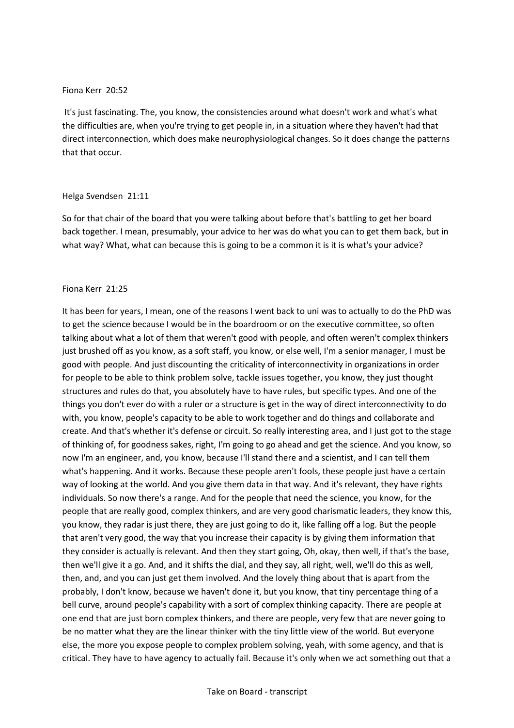Fiona Kerr  20:52

It's just fascinating. The, you know, the consistencies around what doesn't work and what's what the difficulties are, when you're trying to get people in, in a situation where they haven't had that direct interconnection, which does make neurophysiological changes. So it does change the patterns that that occur.

Helga Svendsen  21:11

So for that chair of the board that you were talking about before that's battling to get her board back together. I mean, presumably, your advice to her was do what you can to get them back, but in what way? What, what can because this is going to be a common it is it is what's your advice?

Fiona Kerr  21:25

It has been for years, I mean, one of the reasons I went back to uni was to actually to do the PhD was to get the science because I would be in the boardroom or on the executive committee, so often talking about what a lot of them that weren't good with people, and often weren't complex thinkers just brushed off as you know, as a soft staff, you know, or else well, I'm a senior manager, I must be good with people. And just discounting the criticality of interconnectivity in organizations in order for people to be able to think problem solve, tackle issues together, you know, they just thought structures and rules do that, you absolutely have to have rules, but specific types. And one of the things you don't ever do with a ruler or a structure is get in the way of direct interconnectivity to do with, you know, people's capacity to be able to work together and do things and collaborate and create. And that's whether it's defense or circuit. So really interesting area, and I just got to the stage of thinking of, for goodness sakes, right, I'm going to go ahead and get the science. And you know, so now I'm an engineer, and, you know, because I'll stand there and a scientist, and I can tell them what's happening. And it works. Because these people aren't fools, these people just have a certain way of looking at the world. And you give them data in that way. And it's relevant, they have rights individuals. So now there's a range. And for the people that need the science, you know, for the people that are really good, complex thinkers, and are very good charismatic leaders, they know this, you know, they radar is just there, they are just going to do it, like falling off a log. But the people that aren't very good, the way that you increase their capacity is by giving them information that they consider is actually is relevant. And then they start going, Oh, okay, then well, if that's the base, then we'll give it a go. And, and it shifts the dial, and they say, all right, well, we'll do this as well, then, and, and you can just get them involved. And the lovely thing about that is apart from the probably, I don't know, because we haven't done it, but you know, that tiny percentage thing of a bell curve, around people's capability with a sort of complex thinking capacity. There are people at one end that are just born complex thinkers, and there are people, very few that are never going to be no matter what they are the linear thinker with the tiny little view of the world. But everyone else, the more you expose people to complex problem solving, yeah, with some agency, and that is critical. They have to have agency to actually fail. Because it's only when we act something out that a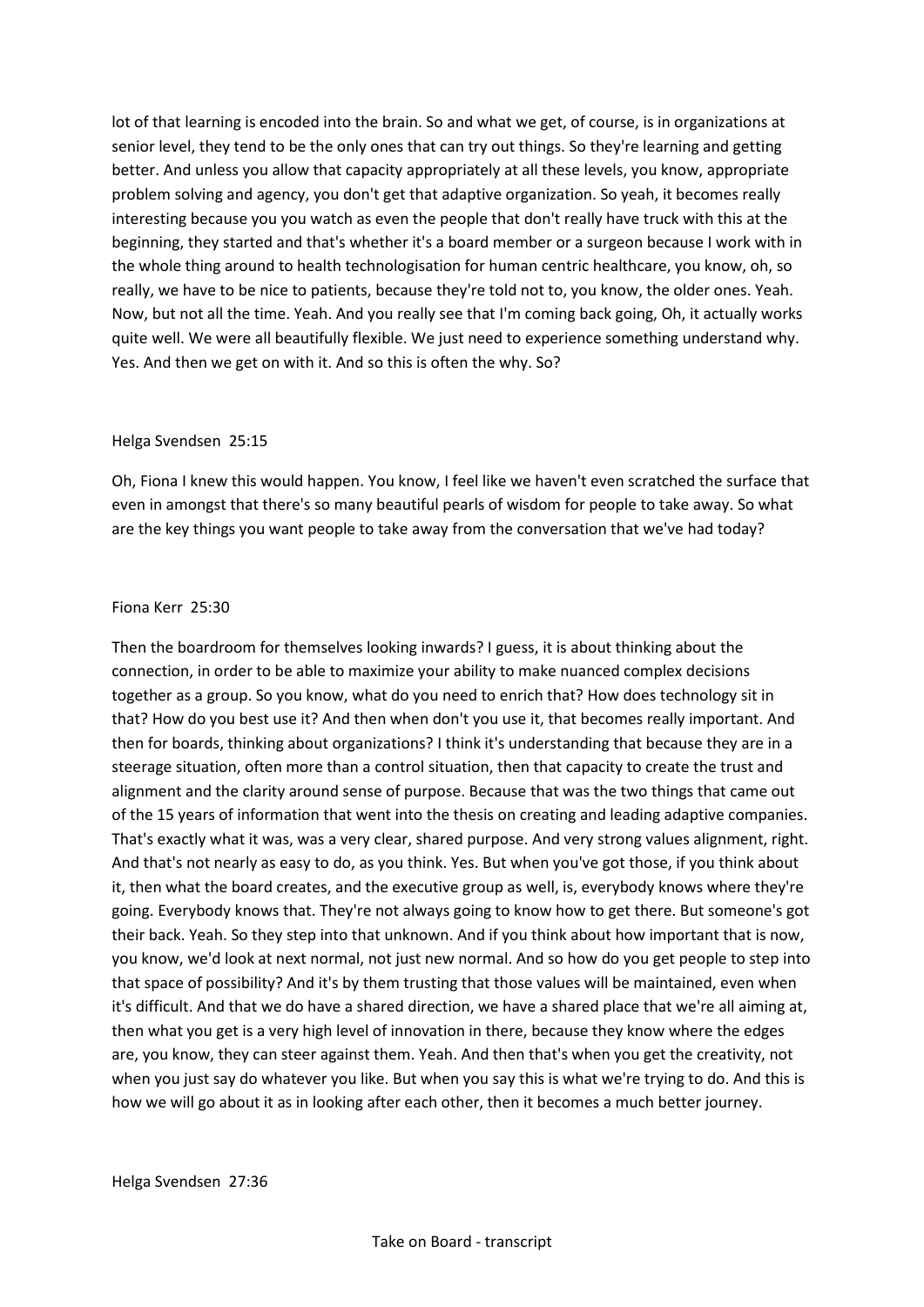lot of that learning is encoded into the brain. So and what we get, of course, is in organizations at senior level, they tend to be the only ones that can try out things. So they're learning and getting better. And unless you allow that capacity appropriately at all these levels, you know, appropriate problem solving and agency, you don't get that adaptive organization. So yeah, it becomes really interesting because you you watch as even the people that don't really have truck with this at the beginning, they started and that's whether it's a board member or a surgeon because I work with in the whole thing around to health technologisation for human centric healthcare, you know, oh, so really, we have to be nice to patients, because they're told not to, you know, the older ones. Yeah. Now, but not all the time. Yeah. And you really see that I'm coming back going, Oh, it actually works quite well. We were all beautifully flexible. We just need to experience something understand why. Yes. And then we get on with it. And so this is often the why. So?

Helga Svendsen 25:15

Oh, Fiona I knew this would happen. You know, I feel like we haven't even scratched the surface that even in amongst that there's so many beautiful pearls of wisdom for people to take away. So what are the key things you want people to take away from the conversation that we've had today?

Fiona Kerr 25:30

Then the boardroom for themselves looking inwards? I guess, it is about thinking about the connection, in order to be able to maximize your ability to make nuanced complex decisions together as a group. So you know, what do you need to enrich that? How does technology sit in that? How do you best use it? And then when don't you use it, that becomes really important. And then for boards, thinking about organizations? I think it's understanding that because they are in a steerage situation, often more than a control situation, then that capacity to create the trust and alignment and the clarity around sense of purpose. Because that was the two things that came out of the 15 years of information that went into the thesis on creating and leading adaptive companies. That's exactly what it was, was a very clear, shared purpose. And very strong values alignment, right. And that's not nearly as easy to do, as you think. Yes. But when you've got those, if you think about it, then what the board creates, and the executive group as well, is, everybody knows where they're going. Everybody knows that. They're not always going to know how to get there. But someone's got their back. Yeah. So they step into that unknown. And if you think about how important that is now, you know, we'd look at next normal, not just new normal. And so how do you get people to step into that space of possibility? And it's by them trusting that those values will be maintained, even when it's difficult. And that we do have a shared direction, we have a shared place that we're all aiming at, then what you get is a very high level of innovation in there, because they know where the edges are, you know, they can steer against them. Yeah. And then that's when you get the creativity, not when you just say do whatever you like. But when you say this is what we're trying to do. And this is how we will go about it as in looking after each other, then it becomes a much better journey.

Helga Svendsen 27:36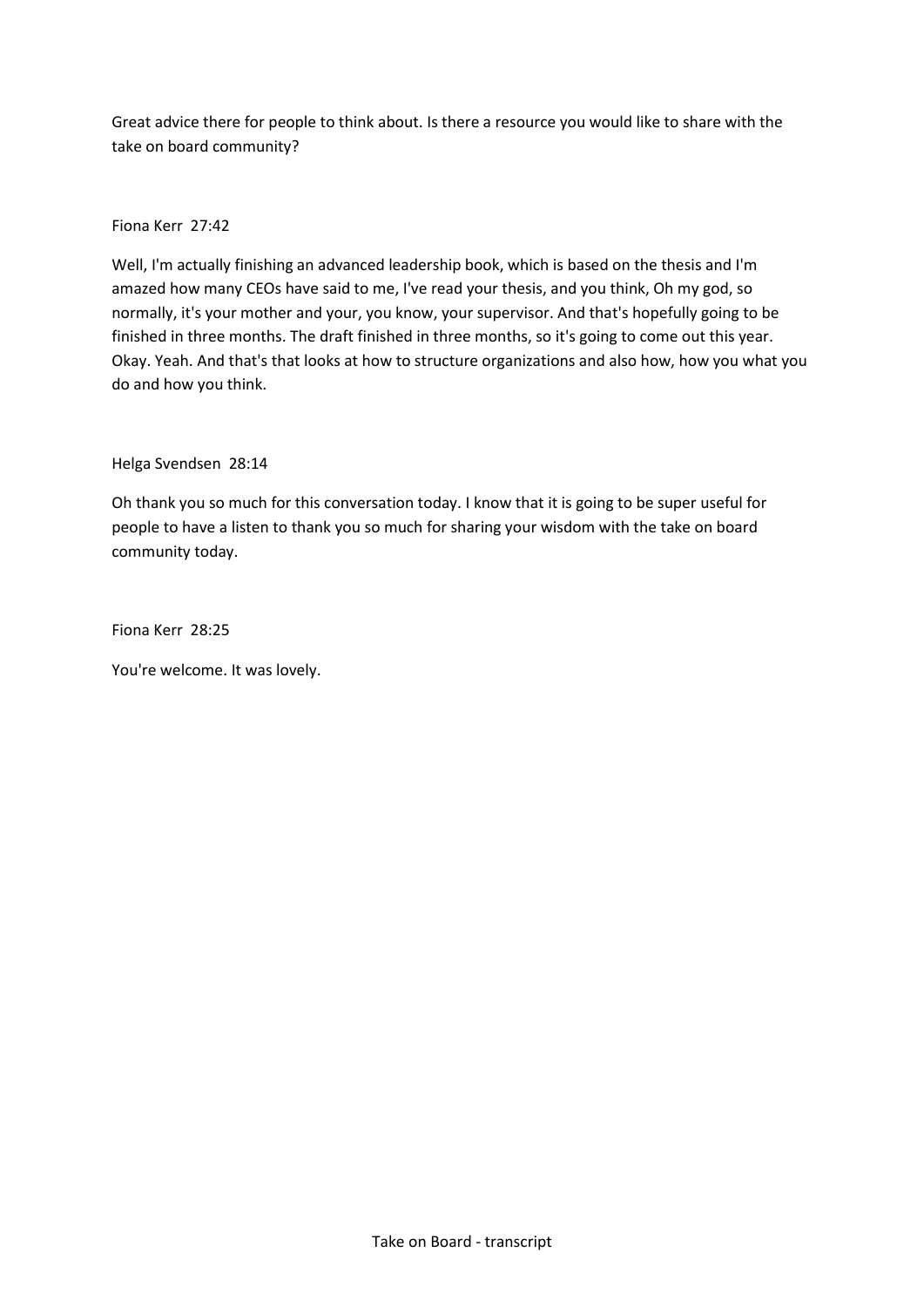Great advice there for people to think about. Is there a resource you would like to share with the take on board community?

Fiona Kerr 27:42

Well, I'm actually finishing an advanced leadership book, which is based on the thesis and I'm amazed how many CEOs have said to me, I've read your thesis, and you think, Oh my god, so normally, it's your mother and your, you know, your supervisor. And that's hopefully going to be finished in three months. The draft finished in three months, so it's going to come out this year. Okay. Yeah. And that's that looks at how to structure organizations and also how, how you what you do and how you think.

Helga Svendsen 28:14

Oh thank you so much for this conversation today. I know that it is going to be super useful for people to have a listen to thank you so much for sharing your wisdom with the take on board community today.

Fiona Kerr 28:25

You're welcome. It was lovely.